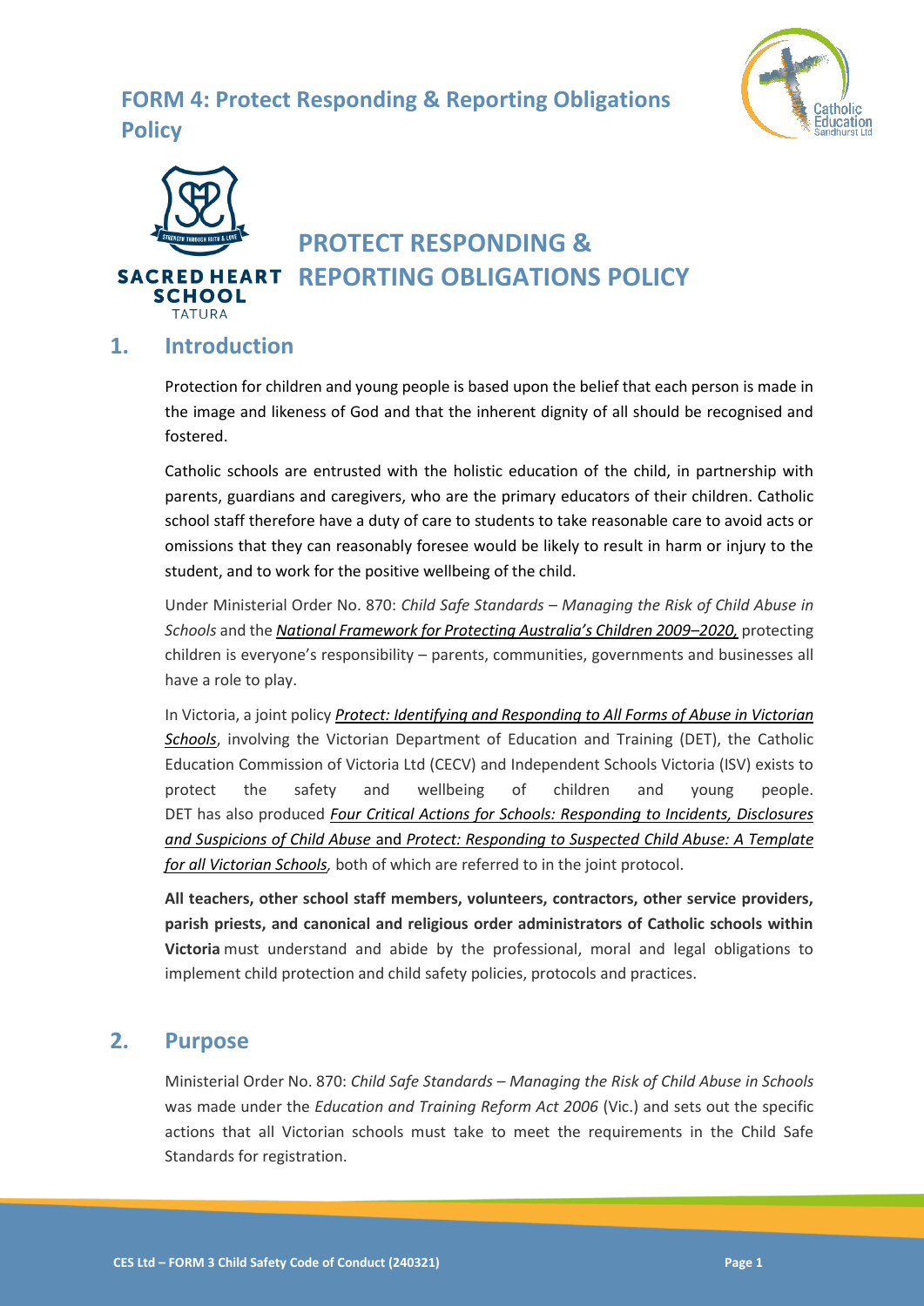# FORM 4: Protect Responding & Reporting Obligations Policy

SACRED HEART SCHOOL TATURA

# PROTECT RESPONDING & REPORTING OBLIGATIONS POLICY

## 1. Introduction

Protection for children and young people is based upon the belief that each person is made in the image and likeness of God and that the inherent dignity of all should be recognised and fostered.

Catholic schools are entrusted with the holistic education of the child, in partnership with parents, guardians and caregivers, who are the primary educators of their children. Catholic school staff therefore have a duty of care to students to take reasonable care to avoid acts or omissions that they can reasonably foresee would be likely to result in harm or injury to the student, and to work for the positive wellbeing of the child.

Under Ministerial Order No. 870: *Child Safe Standards – Managing the Risk of Child Abuse in Schools* and the *National Framework for Protecting Australia's Children 2009–2020,* protecting children is everyone's responsibility – parents, communities, governments and businesses all have a role to play.

In Victoria, a joint policy *Protect: Identifying and Responding to All Forms of Abuse in Victorian Schools*, involving the Victorian Department of Education and Training (DET), the Catholic Education Commission of Victoria Ltd (CECV) and Independent Schools Victoria (ISV) exists to protect the safety and wellbeing of children and young people. DET has also produced *Four Critical Actions for Schools: Responding to Incidents, Disclosures and Suspicions of Child Abuse* and *Protect: Responding to Suspected Child Abuse: A Template for all Victorian Schools,* both of which are referred to in the joint protocol.

**All teachers, other school staff members, volunteers, contractors, other service providers, parish priests, and canonical and religious order administrators of Catholic schools within Victoria** must understand and abide by the professional, moral and legal obligations to implement child protection and child safety policies, protocols and practices.

## 2. Purpose

Ministerial Order No. 870: *Child Safe Standards – Managing the Risk of Child Abuse in Schools* was made under the *Education and Training Reform Act 2006* (Vic.) and sets out the specific actions that all Victorian schools must take to meet the requirements in the Child Safe Standards for registration.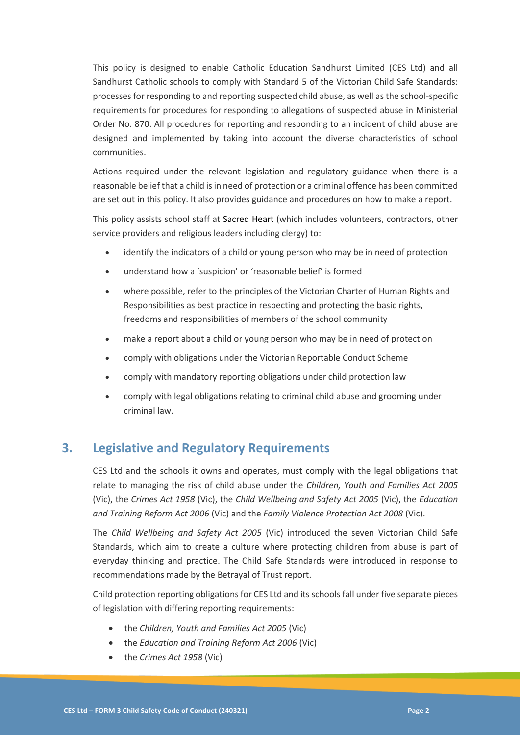This policy is designed to enable Catholic Education Sandhurst Limited (CES Ltd) and all Sandhurst Catholic schools to comply with Standard 5 of the Victorian Child Safe Standards: processes for responding to and reporting suspected child abuse, as well as the school-specific requirements for procedures for responding to allegations of suspected abuse in Ministerial Order No. 870. All procedures for reporting and responding to an incident of child abuse are designed and implemented by taking into account the diverse characteristics of school communities.

Actions required under the relevant legislation and regulatory guidance when there is a reasonable belief that a child is in need of protection or a criminal offence has been committed are set out in this policy. It also provides guidance and procedures on how to make a report.

This policy assists school staff at Sacred Heart (which includes volunteers, contractors, other service providers and religious leaders including clergy) to:

- identify the indicators of a child or young person who may be in need of protection
- understand how a 'suspicion' or 'reasonable belief' is formed
- where possible, refer to the principles of the Victorian Charter of Human Rights and Responsibilities as best practice in respecting and protecting the basic rights, freedoms and responsibilities of members of the school community
- make a report about a child or young person who may be in need of protection
- comply with obligations under the Victorian Reportable Conduct Scheme
- comply with mandatory reporting obligations under child protection law
- comply with legal obligations relating to criminal child abuse and grooming under criminal law.

## 3. Legislative and Regulatory Requirements

CES Ltd and the schools it owns and operates, must comply with the legal obligations that relate to managing the risk of child abuse under the *Children, Youth and Families Act 2005* (Vic), the *Crimes Act 1958* (Vic), the *Child Wellbeing and Safety Act 2005* (Vic), the *Education and Training Reform Act 2006* (Vic) and the *Family Violence Protection Act 2008* (Vic).

The *Child Wellbeing and Safety Act 2005* (Vic) introduced the seven Victorian Child Safe Standards, which aim to create a culture where protecting children from abuse is part of everyday thinking and practice. The Child Safe Standards were introduced in response to recommendations made by the Betrayal of Trust report.

Child protection reporting obligations for CES Ltd and its schools fall under five separate pieces of legislation with differing reporting requirements:

- the *Children, Youth and Families Act 2005* (Vic)
- the *Education and Training Reform Act 2006* (Vic)
- the *Crimes Act 1958* (Vic)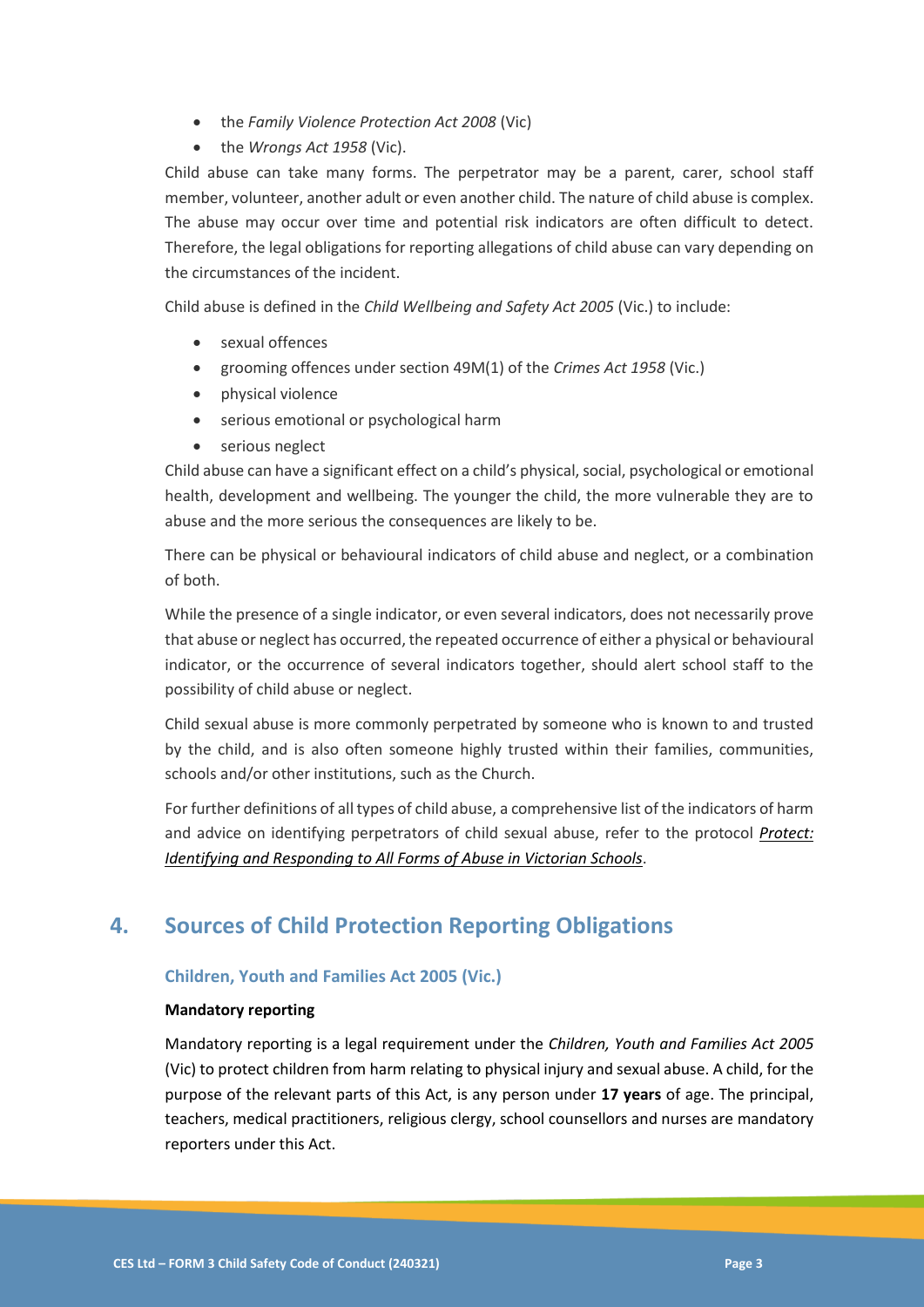- the *Family Violence Protection Act 2008* (Vic)
- the *Wrongs Act 1958* (Vic).

Child abuse can take many forms. The perpetrator may be a parent, carer, school staff member, volunteer, another adult or even another child. The nature of child abuse is complex. The abuse may occur over time and potential risk indicators are often difficult to detect. Therefore, the legal obligations for reporting allegations of child abuse can vary depending on the circumstances of the incident.

Child abuse is defined in the *Child Wellbeing and Safety Act 2005* (Vic.) to include:

- sexual offences
- grooming offences under section 49M(1) of the *Crimes Act 1958* (Vic.)
- physical violence
- serious emotional or psychological harm
- serious neglect

Child abuse can have a significant effect on a child's physical, social, psychological or emotional health, development and wellbeing. The younger the child, the more vulnerable they are to abuse and the more serious the consequences are likely to be.

There can be physical or behavioural indicators of child abuse and neglect, or a combination of both.

While the presence of a single indicator, or even several indicators, does not necessarily prove that abuse or neglect has occurred, the repeated occurrence of either a physical or behavioural indicator, or the occurrence of several indicators together, should alert school staff to the possibility of child abuse or neglect.

Child sexual abuse is more commonly perpetrated by someone who is known to and trusted by the child, and is also often someone highly trusted within their families, communities, schools and/or other institutions, such as the Church.

For further definitions of all types of child abuse, a comprehensive list of the indicators of harm and advice on identifying perpetrators of child sexual abuse, refer to the protocol *Protect: Identifying and Responding to All Forms of Abuse in Victorian Schools*.

## 4. Sources of Child Protection Reporting Obligations

### Children, Youth and Families Act 2005 (Vic.)

**Mandatory reporting**

Mandatory reporting is a legal requirement under the *Children, Youth and Families Act 2005* (Vic) to protect children from harm relating to physical injury and sexual abuse. A child, for the purpose of the relevant parts of this Act, is any person under **17 years** of age. The principal, teachers, medical practitioners, religious clergy, school counsellors and nurses are mandatory reporters under this Act.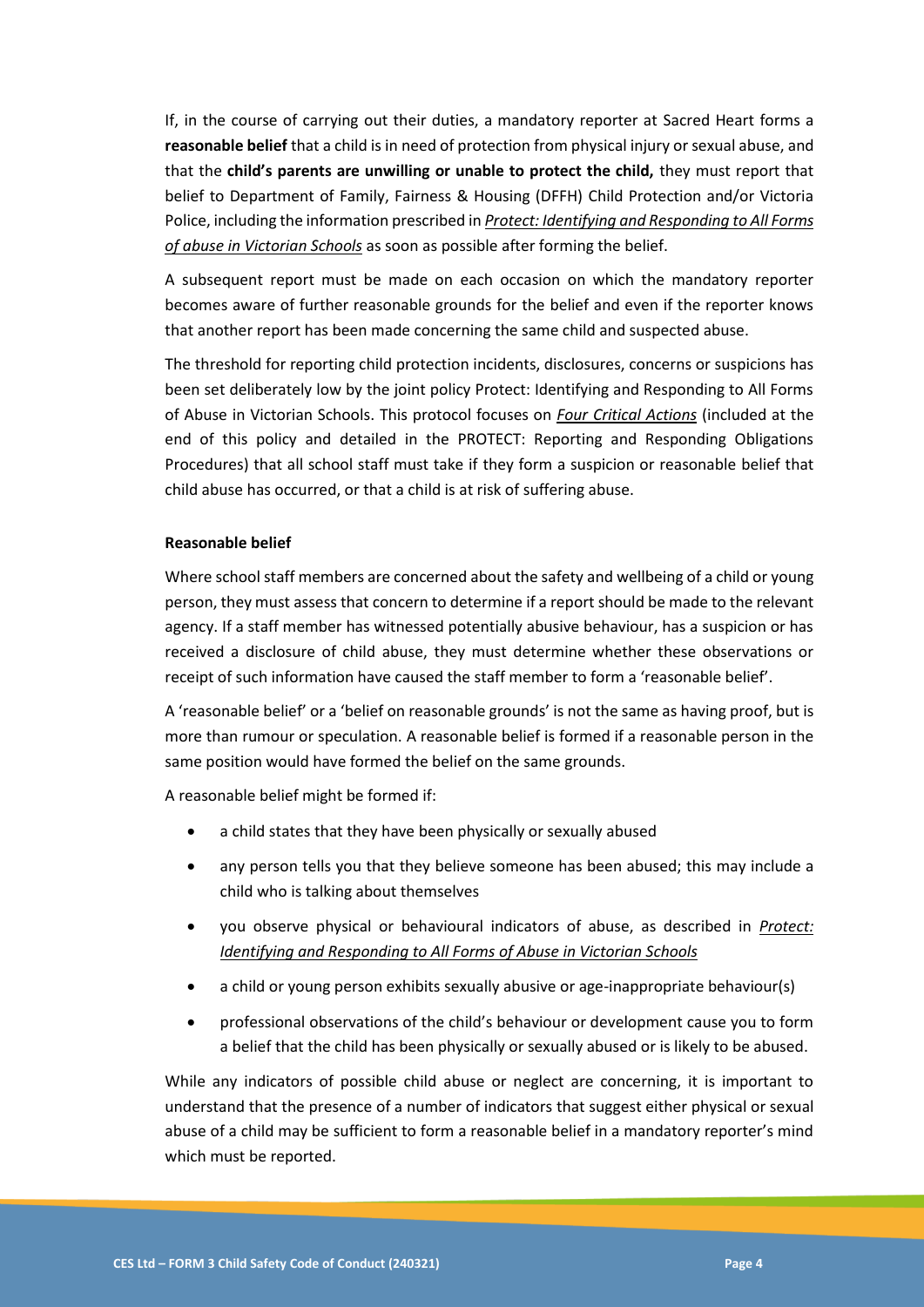If, in the course of carrying out their duties, a mandatory reporter at Sacred Heart forms a **reasonable belief** that a child is in need of protection from physical injury or sexual abuse, and that the **child's parents are unwilling or unable to protect the child,** they must report that belief to Department of Family, Fairness & Housing (DFFH) Child Protection and/or Victoria Police, including the information prescribed in *Protect: Identifying and Responding to All Forms of abuse in Victorian Schools* as soon as possible after forming the belief.

A subsequent report must be made on each occasion on which the mandatory reporter becomes aware of further reasonable grounds for the belief and even if the reporter knows that another report has been made concerning the same child and suspected abuse.

The threshold for reporting child protection incidents, disclosures, concerns or suspicions has been set deliberately low by the joint policy Protect: Identifying and Responding to All Forms of Abuse in Victorian Schools. This protocol focuses on *Four Critical Actions* (included at the end of this policy and detailed in the PROTECT: Reporting and Responding Obligations Procedures) that all school staff must take if they form a suspicion or reasonable belief that child abuse has occurred, or that a child is at risk of suffering abuse.

**Reasonable belief**

Where school staff members are concerned about the safety and wellbeing of a child or young person, they must assess that concern to determine if a report should be made to the relevant agency. If a staff member has witnessed potentially abusive behaviour, has a suspicion or has received a disclosure of child abuse, they must determine whether these observations or receipt of such information have caused the staff member to form a 'reasonable belief'.

A 'reasonable belief' or a 'belief on reasonable grounds' is not the same as having proof, but is more than rumour or speculation. A reasonable belief is formed if a reasonable person in the same position would have formed the belief on the same grounds.

A reasonable belief might be formed if:

- a child states that they have been physically or sexually abused
- any person tells you that they believe someone has been abused; this may include a child who is talking about themselves
- you observe physical or behavioural indicators of abuse, as described in *Protect: Identifying and Responding to All Forms of Abuse in Victorian Schools*
- a child or young person exhibits sexually abusive or age-inappropriate behaviour(s)
- professional observations of the child's behaviour or development cause you to form a belief that the child has been physically or sexually abused or is likely to be abused.

While any indicators of possible child abuse or neglect are concerning, it is important to understand that the presence of a number of indicators that suggest either physical or sexual abuse of a child may be sufficient to form a reasonable belief in a mandatory reporter's mind which must be reported.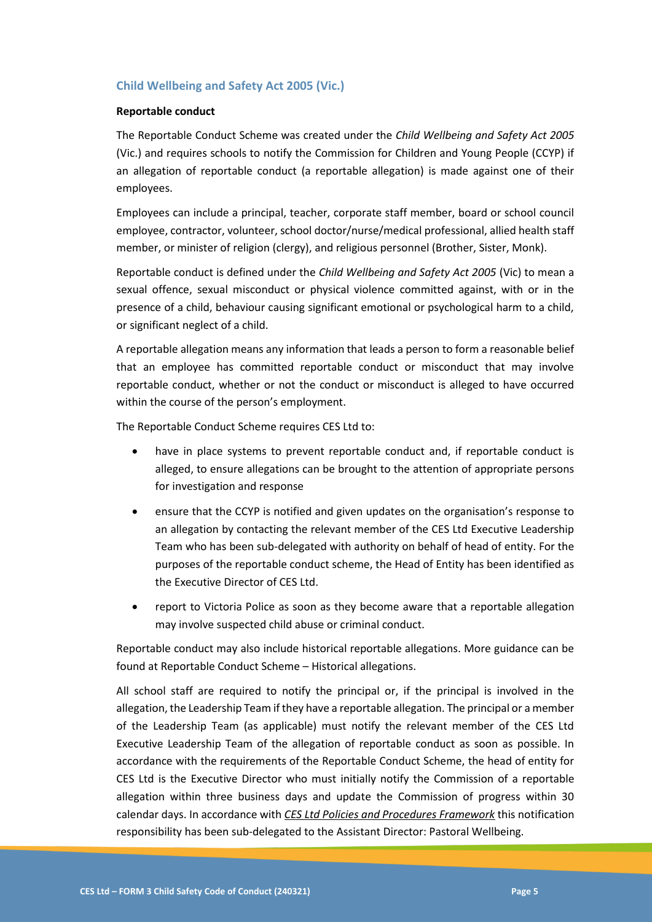## Child Wellbeing and Safety Act 2005 (Vic.)

**Reportable conduct**

The Reportable Conduct Scheme was created under the *Child Wellbeing and Safety Act 2005* (Vic.) and requires schools to notify the Commission for Children and Young People (CCYP) if an allegation of reportable conduct (a reportable allegation) is made against one of their employees.

Employees can include a principal, teacher, corporate staff member, board or school council employee, contractor, volunteer, school doctor/nurse/medical professional, allied health staff member, or minister of religion (clergy), and religious personnel (Brother, Sister, Monk).

Reportable conduct is defined under the *Child Wellbeing and Safety Act 2005* (Vic) to mean a sexual offence, sexual misconduct or physical violence committed against, with or in the presence of a child, behaviour causing significant emotional or psychological harm to a child, or significant neglect of a child.

A reportable allegation means any information that leads a person to form a reasonable belief that an employee has committed reportable conduct or misconduct that may involve reportable conduct, whether or not the conduct or misconduct is alleged to have occurred within the course of the person's employment.

The Reportable Conduct Scheme requires CES Ltd to:

- have in place systems to prevent reportable conduct and, if reportable conduct is alleged, to ensure allegations can be brought to the attention of appropriate persons for investigation and response
- ensure that the CCYP is notified and given updates on the organisation's response to an allegation by contacting the relevant member of the CES Ltd Executive Leadership Team who has been sub-delegated with authority on behalf of head of entity. For the purposes of the reportable conduct scheme, the Head of Entity has been identified as the Executive Director of CES Ltd.
- report to Victoria Police as soon as they become aware that a reportable allegation may involve suspected child abuse or criminal conduct.

Reportable conduct may also include historical reportable allegations. More guidance can be found at Reportable Conduct Scheme – Historical allegations.

All school staff are required to notify the principal or, if the principal is involved in the allegation, the Leadership Team if they have a reportable allegation. The principal or a member of the Leadership Team (as applicable) must notify the relevant member of the CES Ltd Executive Leadership Team of the allegation of reportable conduct as soon as possible. In accordance with the requirements of the Reportable Conduct Scheme, the head of entity for CES Ltd is the Executive Director who must initially notify the Commission of a reportable allegation within three business days and update the Commission of progress within 30 calendar days. In accordance with *CES Ltd Policies and Procedures Framework* this notification responsibility has been sub-delegated to the Assistant Director: Pastoral Wellbeing.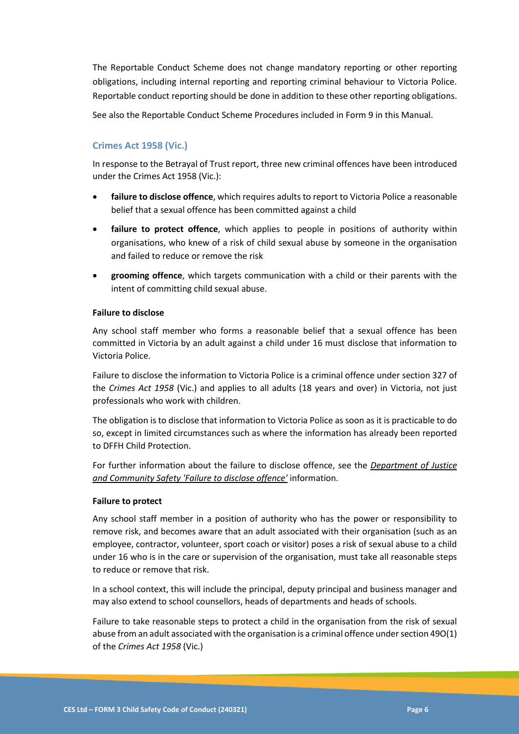The Reportable Conduct Scheme does not change mandatory reporting or other reporting obligations, including internal reporting and reporting criminal behaviour to Victoria Police. Reportable conduct reporting should be done in addition to these other reporting obligations.

See also the Reportable Conduct Scheme Procedures included in Form 9 in this Manual.

### Crimes Act 1958 (Vic.)

In response to the Betrayal of Trust report, three new criminal offences have been introduced under the Crimes Act 1958 (Vic.):

- **failure to disclose offence**, which requires adults to report to Victoria Police a reasonable belief that a sexual offence has been committed against a child
- **failure to protect offence**, which applies to people in positions of authority within organisations, who knew of a risk of child sexual abuse by someone in the organisation and failed to reduce or remove the risk
- **grooming offence**, which targets communication with a child or their parents with the intent of committing child sexual abuse.

**Failure to disclose**

Any school staff member who forms a reasonable belief that a sexual offence has been committed in Victoria by an adult against a child under 16 must disclose that information to Victoria Police.

Failure to disclose the information to Victoria Police is a criminal offence under section 327 of the *Crimes Act 1958* (Vic.) and applies to all adults (18 years and over) in Victoria, not just professionals who work with children.

The obligation is to disclose that information to Victoria Police as soon as it is practicable to do so, except in limited circumstances such as where the information has already been reported to DFFH Child Protection.

For further information about the failure to disclose offence, see the *Department of Justice and Community Safety 'Failure to disclose offence'* information.

**Failure to protect**

Any school staff member in a position of authority who has the power or responsibility to remove risk, and becomes aware that an adult associated with their organisation (such as an employee, contractor, volunteer, sport coach or visitor) poses a risk of sexual abuse to a child under 16 who is in the care or supervision of the organisation, must take all reasonable steps to reduce or remove that risk.

In a school context, this will include the principal, deputy principal and business manager and may also extend to school counsellors, heads of departments and heads of schools.

Failure to take reasonable steps to protect a child in the organisation from the risk of sexual abuse from an adult associated with the organisation is a criminal offence under section 49O(1) of the *Crimes Act 1958* (Vic.)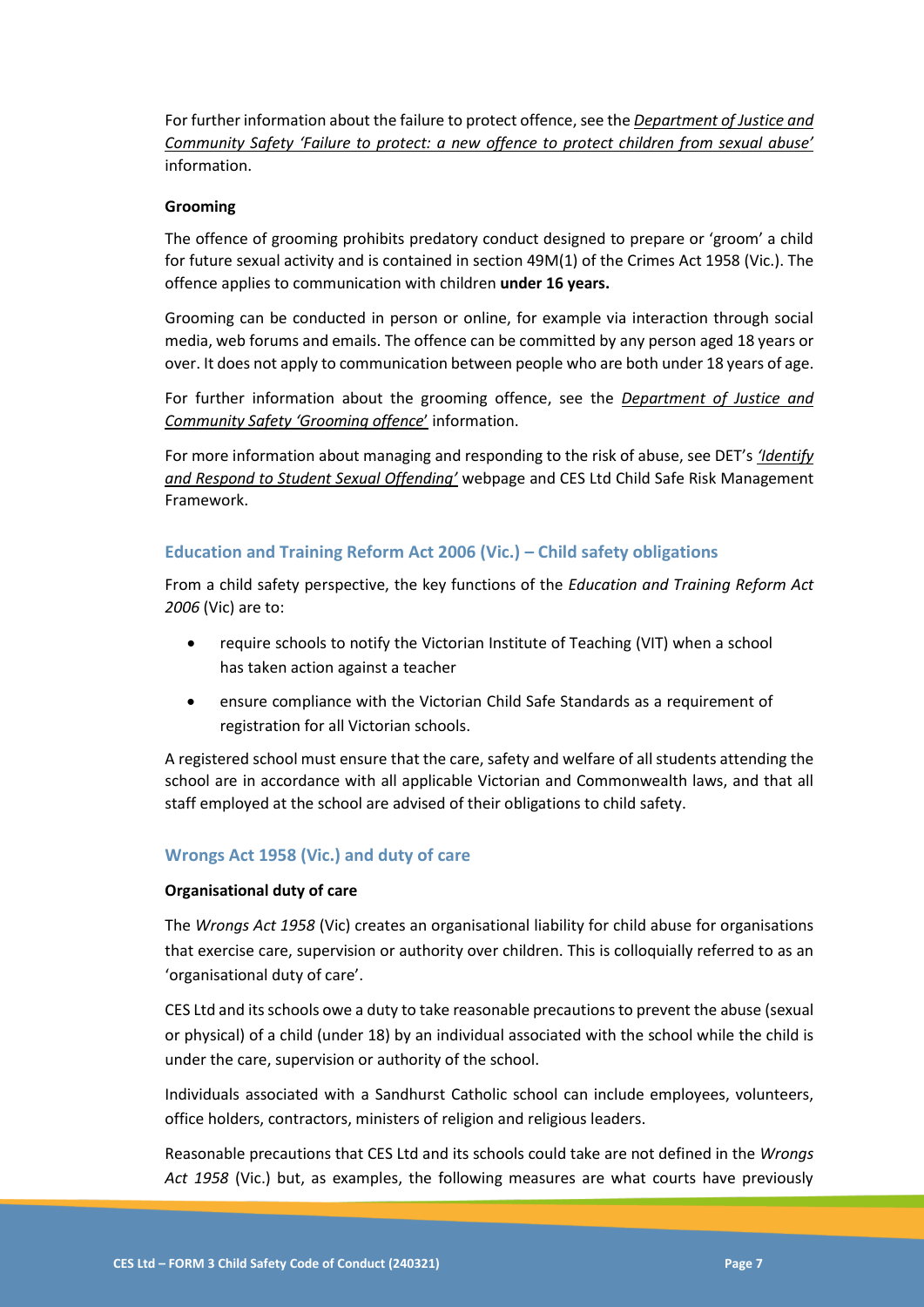For further information about the failure to protect offence, see the *Department of Justice and Community Safety 'Failure to protect: a new offence to protect children from sexual abuse'* information.

**Grooming**

The offence of grooming prohibits predatory conduct designed to prepare or 'groom' a child for future sexual activity and is contained in section 49M(1) of the Crimes Act 1958 (Vic.). The offence applies to communication with children **under 16 years.**

Grooming can be conducted in person or online, for example via interaction through social media, web forums and emails. The offence can be committed by any person aged 18 years or over. It does not apply to communication between people who are both under 18 years of age.

For further information about the grooming offence, see the *Department of Justice and Community Safety 'Grooming offence'* information.

For more information about managing and responding to the risk of abuse, see DET's *'Identify and Respond to Student Sexual Offending'* webpage and CES Ltd Child Safe Risk Management Framework.

### Education and Training Reform Act 2006 (Vic.) – Child safety obligations

From a child safety perspective, the key functions of the *Education and Training Reform Act 2006* (Vic) are to:

- require schools to notify the Victorian Institute of Teaching (VIT) when a school has taken action against a teacher
- ensure compliance with the Victorian Child Safe Standards as a requirement of registration for all Victorian schools.

A registered school must ensure that the care, safety and welfare of all students attending the school are in accordance with all applicable Victorian and Commonwealth laws, and that all staff employed at the school are advised of their obligations to child safety.

### Wrongs Act 1958 (Vic.) and duty of care

**Organisational duty of care**

The *Wrongs Act 1958* (Vic) creates an organisational liability for child abuse for organisations that exercise care, supervision or authority over children. This is colloquially referred to as an 'organisational duty of care'.

CES Ltd and its schools owe a duty to take reasonable precautions to prevent the abuse (sexual or physical) of a child (under 18) by an individual associated with the school while the child is under the care, supervision or authority of the school.

Individuals associated with a Sandhurst Catholic school can include employees, volunteers, office holders, contractors, ministers of religion and religious leaders.

Reasonable precautions that CES Ltd and its schools could take are not defined in the *Wrongs Act 1958* (Vic.) but, as examples, the following measures are what courts have previously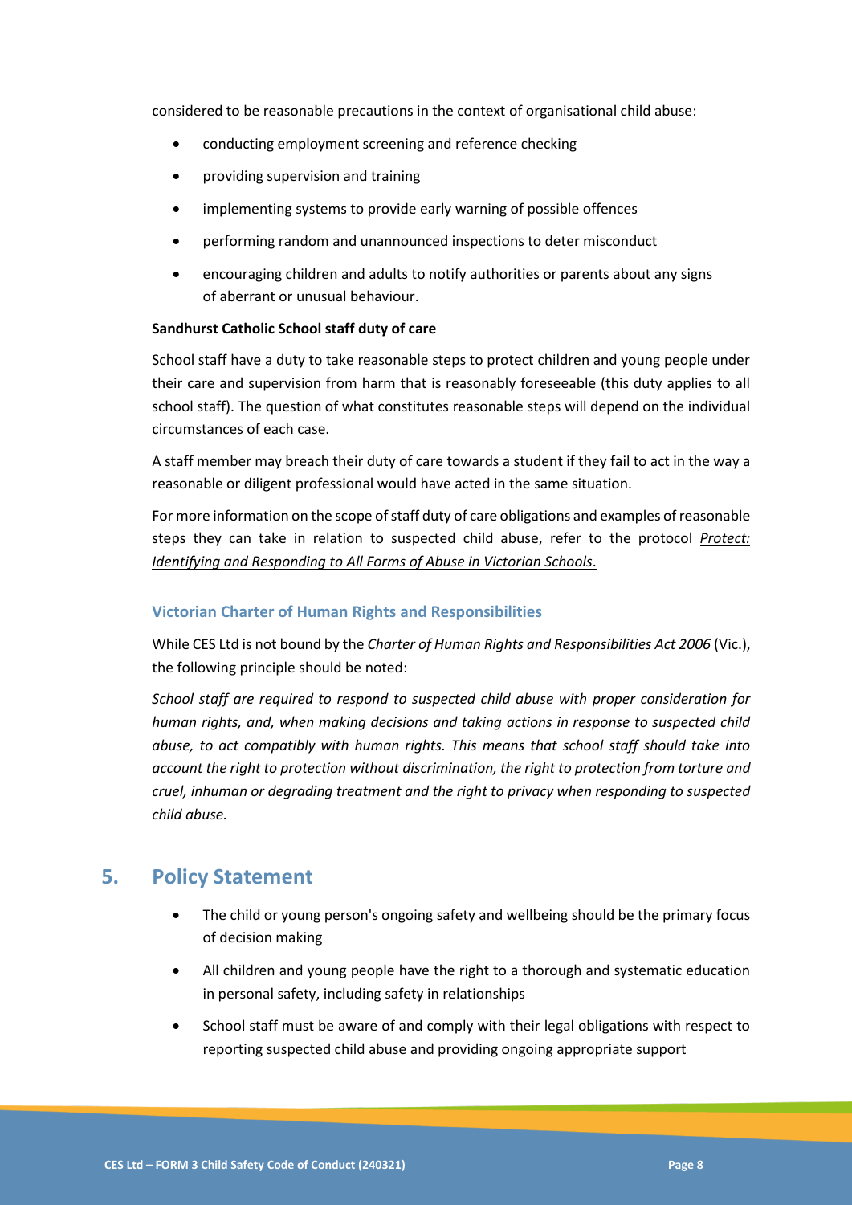considered to be reasonable precautions in the context of organisational child abuse:

- conducting employment screening and reference checking
- providing supervision and training
- implementing systems to provide early warning of possible offences
- performing random and unannounced inspections to deter misconduct
- encouraging children and adults to notify authorities or parents about any signs of aberrant or unusual behaviour.

**Sandhurst Catholic School staff duty of care**

School staff have a duty to take reasonable steps to protect children and young people under their care and supervision from harm that is reasonably foreseeable (this duty applies to all school staff). The question of what constitutes reasonable steps will depend on the individual circumstances of each case.

A staff member may breach their duty of care towards a student if they fail to act in the way a reasonable or diligent professional would have acted in the same situation.

For more information on the scope of staff duty of care obligations and examples of reasonable steps they can take in relation to suspected child abuse, refer to the protocol *Protect: Identifying and Responding to All Forms of Abuse in Victorian Schools*.

### Victorian Charter of Human Rights and Responsibilities

While CES Ltd is not bound by the *Charter of Human Rights and Responsibilities Act 2006* (Vic.), the following principle should be noted:

*School staff are required to respond to suspected child abuse with proper consideration for human rights, and, when making decisions and taking actions in response to suspected child abuse, to act compatibly with human rights. This means that school staff should take into account the right to protection without discrimination, the right to protection from torture and cruel, inhuman or degrading treatment and the right to privacy when responding to suspected child abuse.*

## 5. Policy Statement

- The child or young person's ongoing safety and wellbeing should be the primary focus of decision making
- All children and young people have the right to a thorough and systematic education in personal safety, including safety in relationships
- School staff must be aware of and comply with their legal obligations with respect to reporting suspected child abuse and providing ongoing appropriate support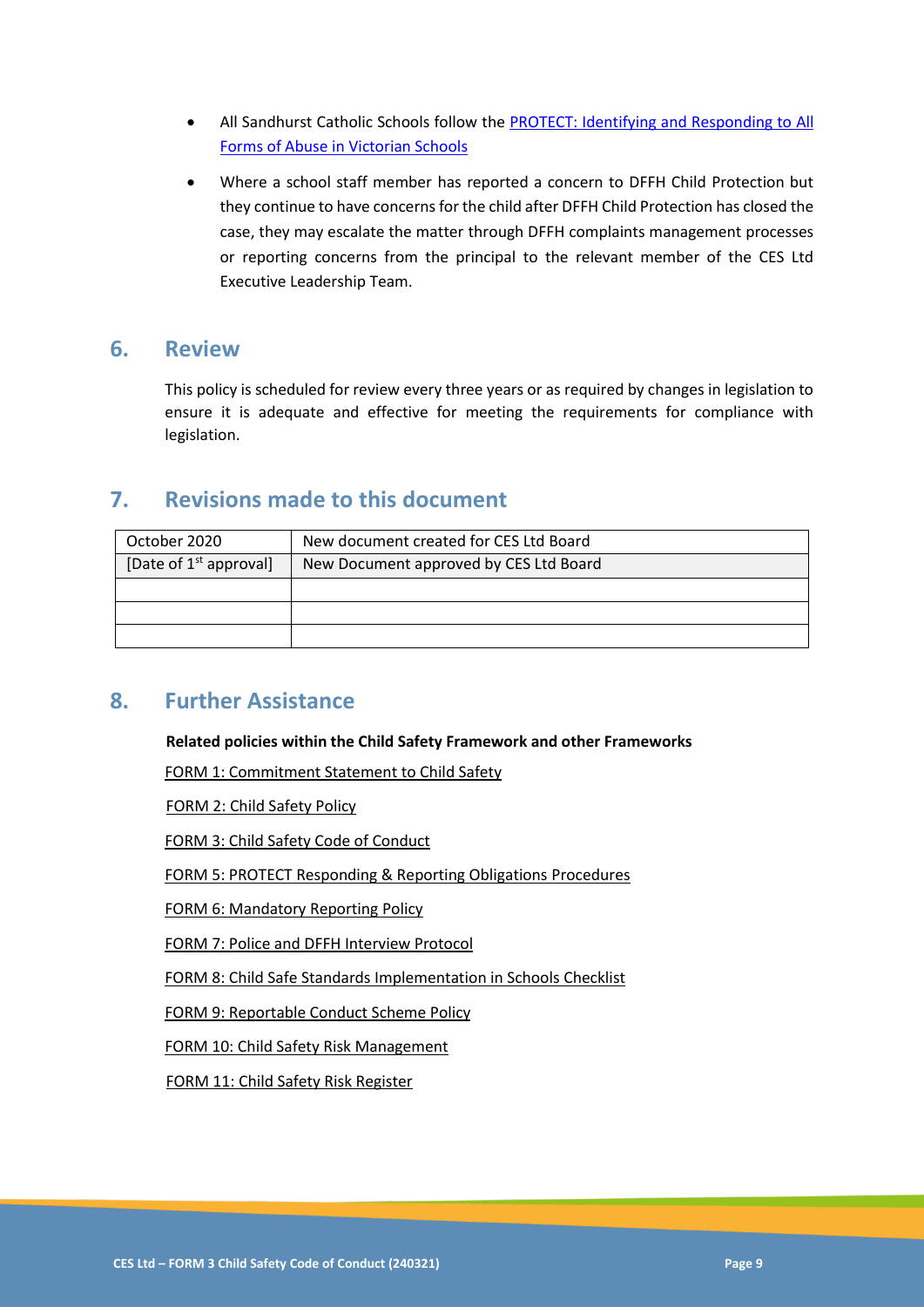- All Sandhurst Catholic Schools follow the [PROTECT: Identifying and Responding to All Forms of Abuse in Victorian Schools]
- Where a school staff member has reported a concern to DFFH Child Protection but they continue to have concerns for the child after DFFH Child Protection has closed the case, they may escalate the matter through DFFH complaints management processes or reporting concerns from the principal to the relevant member of the CES Ltd Executive Leadership Team.

## 6. Review

This policy is scheduled for review every three years or as required by changes in legislation to ensure it is adequate and effective for meeting the requirements for compliance with legislation.

## 7. Revisions made to this document

| October 2020 | New document created for CES Ltd Board |
|---|---|
| [Date of 1st approval] | New Document approved by CES Ltd Board |
| | |
| | |
| | |

## 8. Further Assistance

**Related policies within the Child Safety Framework and other Frameworks**

FORM 1: Commitment Statement to Child Safety

FORM 2: Child Safety Policy

FORM 3: Child Safety Code of Conduct

FORM 5: PROTECT Responding & Reporting Obligations Procedures

FORM 6: Mandatory Reporting Policy

FORM 7: Police and DFFH Interview Protocol

FORM 8: Child Safe Standards Implementation in Schools Checklist

FORM 9: Reportable Conduct Scheme Policy

FORM 10: Child Safety Risk Management

FORM 11: Child Safety Risk Register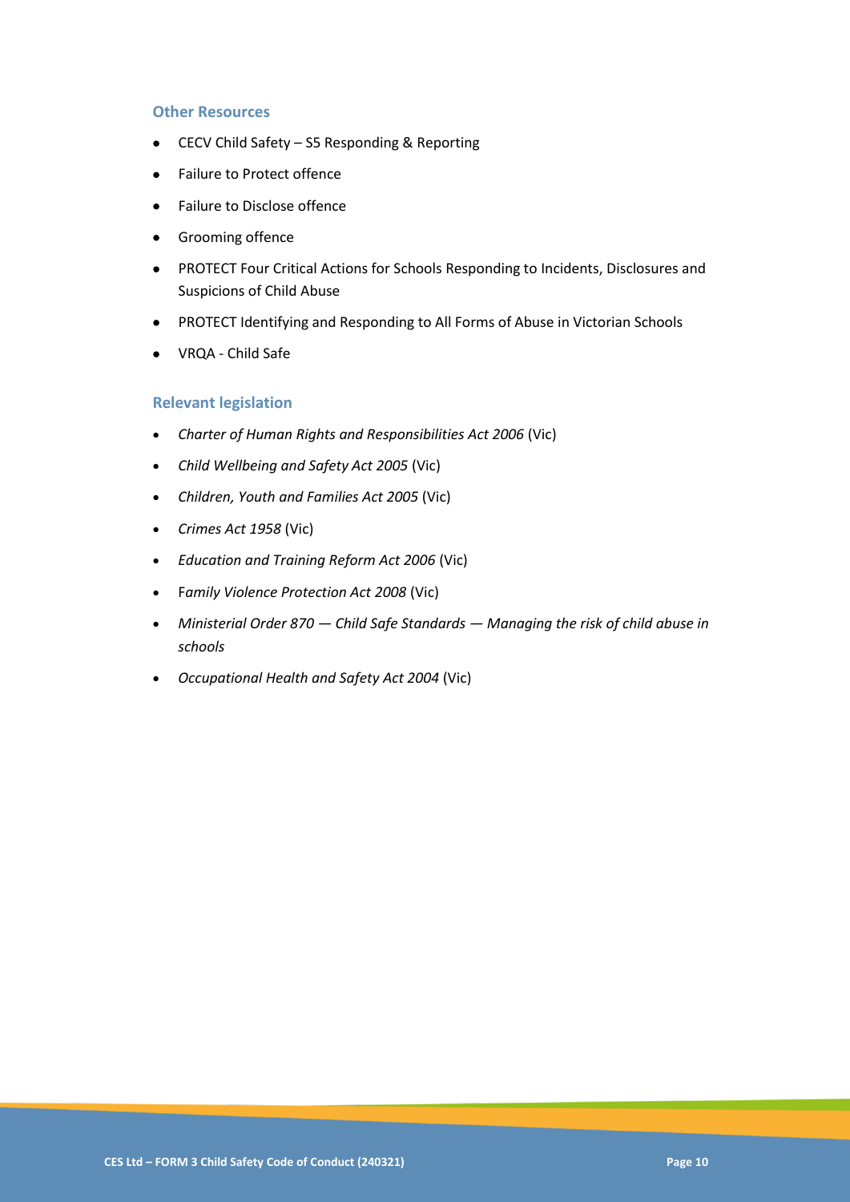### Other Resources

- CECV Child Safety – S5 Responding & Reporting
- Failure to Protect offence
- Failure to Disclose offence
- Grooming offence
- PROTECT Four Critical Actions for Schools Responding to Incidents, Disclosures and Suspicions of Child Abuse
- PROTECT Identifying and Responding to All Forms of Abuse in Victorian Schools
- VRQA - Child Safe

### Relevant legislation

- *Charter of Human Rights and Responsibilities Act 2006* (Vic)
- *Child Wellbeing and Safety Act 2005* (Vic)
- *Children, Youth and Families Act 2005* (Vic)
- *Crimes Act 1958* (Vic)
- *Education and Training Reform Act 2006* (Vic)
- F*amily Violence Protection Act 2008* (Vic)
- *Ministerial Order 870 — Child Safe Standards — Managing the risk of child abuse in schools*
- *Occupational Health and Safety Act 2004* (Vic)